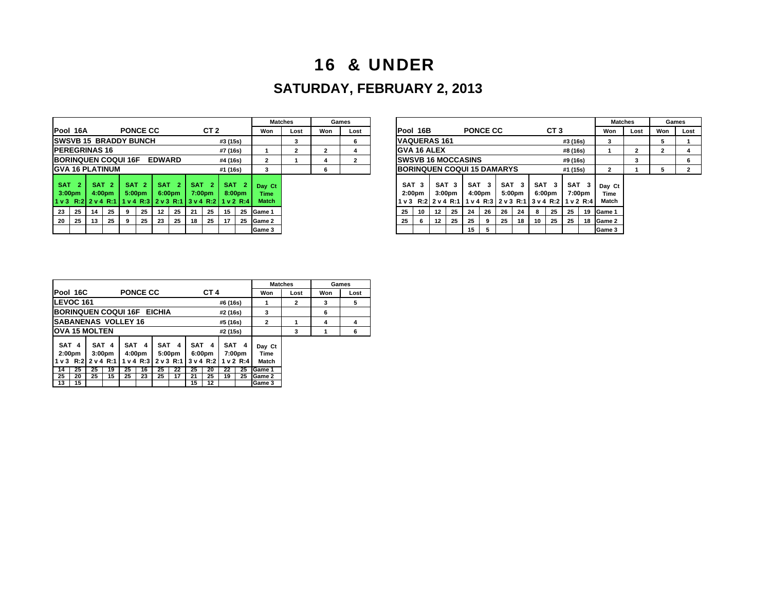# 16 & UNDER

## SATURDAY, FEBRUARY 2, 2013

| Pool 16A | PONCE CC | CT 2 | | Matches Won | Matches Lost | Games Won | Games Lost |
|---|---|---|---|---|---|---|---|
| SWSVB 15 BRADDY BUNCH | | | #3 (15s) | | 3 | | 6 |
| PEREGRINAS 16 | | | #7 (16s) | 1 | 2 | 2 | 4 |
| BORINQUEN COQUI 16F EDWARD | | | #4 (16s) | 2 | 1 | 4 | 2 |
| GVA 16 PLATINUM | | | #1 (16s) | 3 | | 6 | |

| SAT 2 3:00pm 1 v 3 R:2 | | SAT 2 4:00pm 2 v 4 R:1 | | SAT 2 5:00pm 1 v 4 R:3 | | SAT 2 6:00pm 2 v 3 R:1 | | SAT 2 7:00pm 3 v 4 R:2 | | SAT 2 8:00pm 1 v 2 R:4 | | Day Ct Time Match |
|---|---|---|---|---|---|---|---|---|---|---|---|---|
| 23 | 25 | 14 | 25 | 9 | 25 | 12 | 25 | 21 | 25 | 15 | 25 | Game 1 |
| 20 | 25 | 13 | 25 | 9 | 25 | 23 | 25 | 18 | 25 | 17 | 25 | Game 2 |
| | | | | | | | | | | | | Game 3 |

| Pool 16B | PONCE CC | CT 3 | | Matches Won | Matches Lost | Games Won | Games Lost |
|---|---|---|---|---|---|---|---|
| VAQUERAS 161 | | | #3 (16s) | 3 | | 5 | 1 |
| GVA 16 ALEX | | | #8 (16s) | 1 | 2 | 2 | 4 |
| SWSVB 16 MOCCASINS | | | #9 (16s) | | 3 | | 6 |
| BORINQUEN COQUI 15 DAMARYS | | | #1 (15s) | 2 | 1 | 5 | 2 |

| SAT 3 2:00pm 1 v 3 R:2 | | SAT 3 3:00pm 2 v 4 R:1 | | SAT 3 4:00pm 1 v 4 R:3 | | SAT 3 5:00pm 2 v 3 R:1 | | SAT 3 6:00pm 3 v 4 R:2 | | SAT 3 7:00pm 1 v 2 R:4 | | Day Ct Time Match |
|---|---|---|---|---|---|---|---|---|---|---|---|---|
| 25 | 10 | 12 | 25 | 24 | 26 | 26 | 24 | 8 | 25 | 25 | 19 | Game 1 |
| 25 | 6 | 12 | 25 | 25 | 9 | 25 | 18 | 10 | 25 | 25 | 18 | Game 2 |
| | | | | 15 | 5 | | | | | | | Game 3 |

| Pool 16C | PONCE CC | CT 4 | | Matches Won | Matches Lost | Games Won | Games Lost |
|---|---|---|---|---|---|---|---|
| LEVOC 161 | | | #6 (16s) | 1 | 2 | 3 | 5 |
| BORINQUEN COQUI 16F EICHIA | | | #2 (16s) | 3 | | 6 | |
| SABANENAS VOLLEY 16 | | | #5 (16s) | 2 | 1 | 4 | 4 |
| OVA 15 MOLTEN | | | #2 (15s) | | 3 | 1 | 6 |

| SAT 4 2:00pm 1 v 3 R:2 | | SAT 4 3:00pm 2 v 4 R:1 | | SAT 4 4:00pm 1 v 4 R:3 | | SAT 4 5:00pm 2 v 3 R:1 | | SAT 4 6:00pm 3 v 4 R:2 | | SAT 4 7:00pm 1 v 2 R:4 | | Day Ct Time Match |
|---|---|---|---|---|---|---|---|---|---|---|---|---|
| 14 | 25 | 25 | 19 | 25 | 16 | 25 | 22 | 25 | 20 | 22 | 25 | Game 1 |
| 25 | 20 | 25 | 15 | 25 | 23 | 25 | 17 | 21 | 25 | 19 | 25 | Game 2 |
| 13 | 15 | | | | | | | 15 | 12 | | | Game 3 |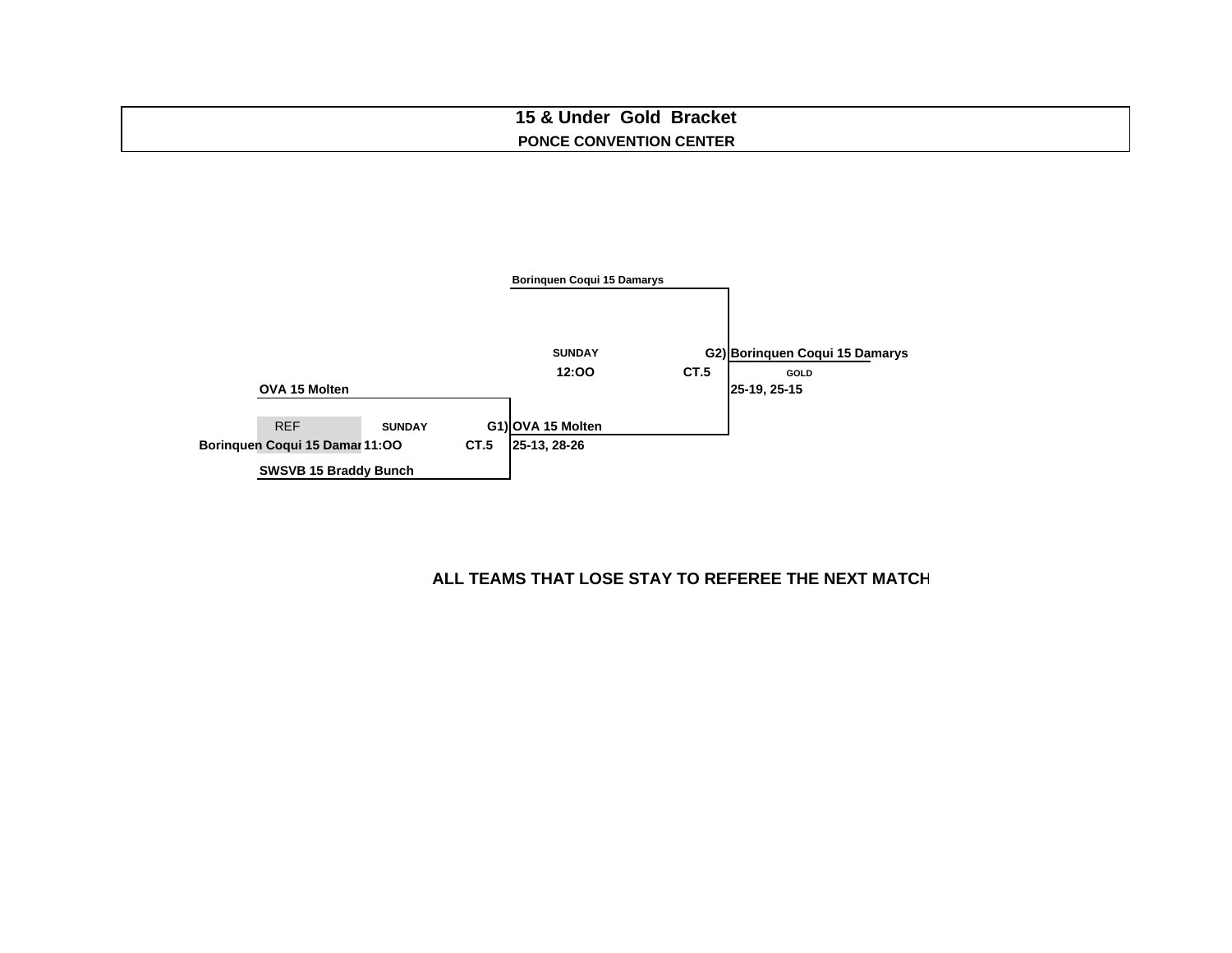# 15 & Under Gold Bracket

**PONCE CONVENTION CENTER**

**Borinquen Coqui 15 Damarys**

SUNDAY 12:OO CT.5

**G2) Borinquen Coqui 15 Damarys**

GOLD

25-19, 25-15

**OVA 15 Molten**

REF

Borinquen Coqui 15 Damar SUNDAY 11:OO CT.5

**G1) OVA 15 Molten**

25-13, 28-26

**SWSVB 15 Braddy Bunch**

**ALL TEAMS THAT LOSE STAY TO REFEREE THE NEXT MATCH**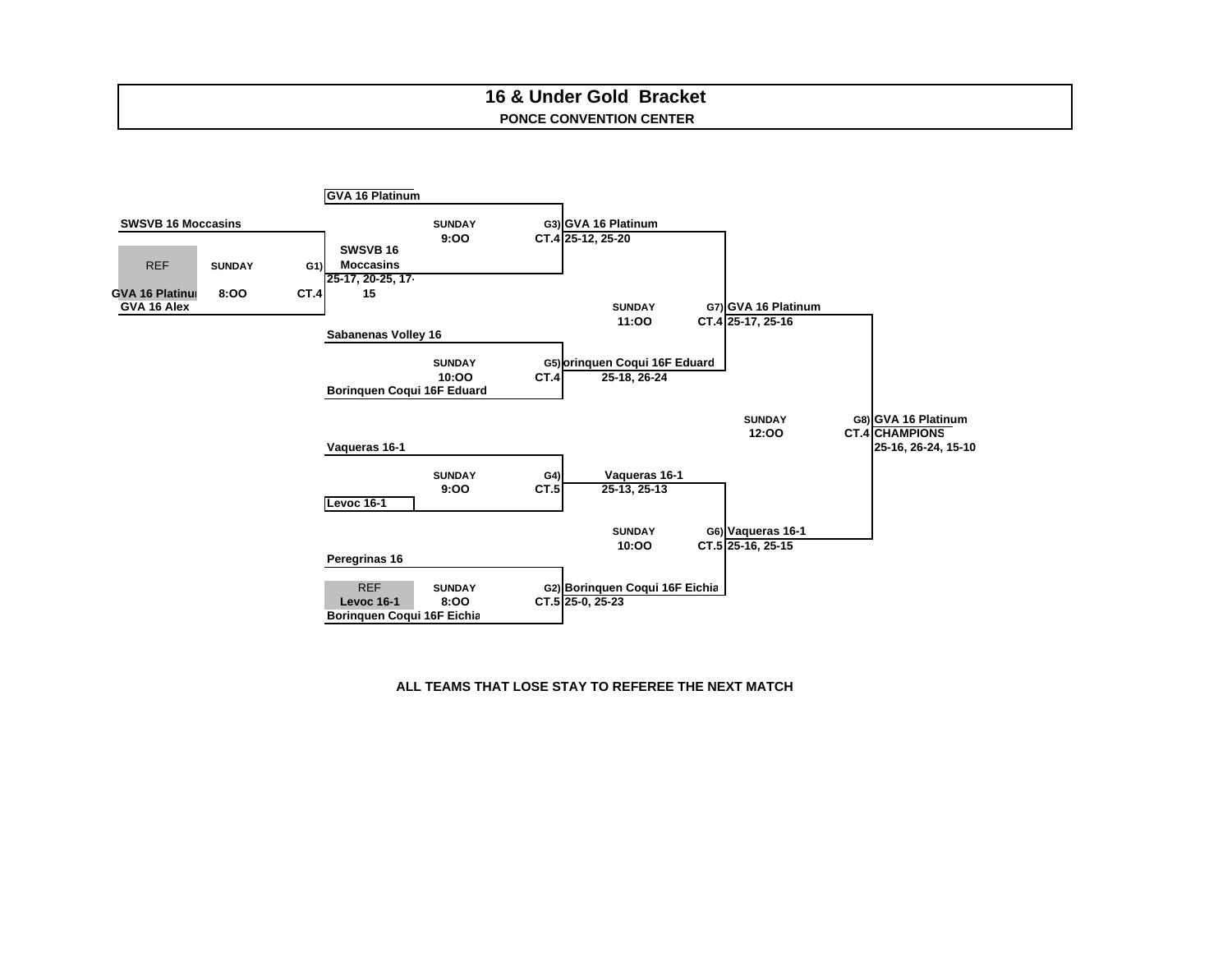# 16 & Under Gold Bracket

**PONCE CONVENTION CENTER**

**G1) SUNDAY 8:OO CT.4**
- SWSVB 16 Moccasins
- GVA 16 Alex
- REF: GVA 16 Platinum
- Winner: SWSVB 16 Moccasins — 25-17, 20-25, 17-15

**G2) SUNDAY 8:OO CT.5**
- Peregrinas 16
- Borinquen Coqui 16F Eichia
- REF: Levoc 16-1
- Winner: Borinquen Coqui 16F Eichia — 25-0, 25-23

**G3) SUNDAY 9:OO CT.4**
- GVA 16 Platinum
- SWSVB 16 Moccasins
- Winner: GVA 16 Platinum — 25-12, 25-20

**G4) SUNDAY 9:OO CT.5**
- Vaqueras 16-1
- Levoc 16-1
- Winner: Vaqueras 16-1 — 25-13, 25-13

**G5) SUNDAY 10:OO CT.4**
- Sabanenas Volley 16
- Borinquen Coqui 16F Eduard
- Winner: Borinquen Coqui 16F Eduard — 25-18, 26-24

**G6) SUNDAY 10:OO CT.5**
- Vaqueras 16-1
- Borinquen Coqui 16F Eichia
- Winner: Vaqueras 16-1 — 25-16, 25-15

**G7) SUNDAY 11:OO CT.4**
- GVA 16 Platinum
- Borinquen Coqui 16F Eduard
- Winner: GVA 16 Platinum — 25-17, 25-16

**G8) SUNDAY 12:OO CT.4**
- GVA 16 Platinum
- Vaqueras 16-1
- CHAMPIONS: GVA 16 Platinum — 25-16, 26-24, 15-10

**ALL TEAMS THAT LOSE STAY TO REFEREE THE NEXT MATCH**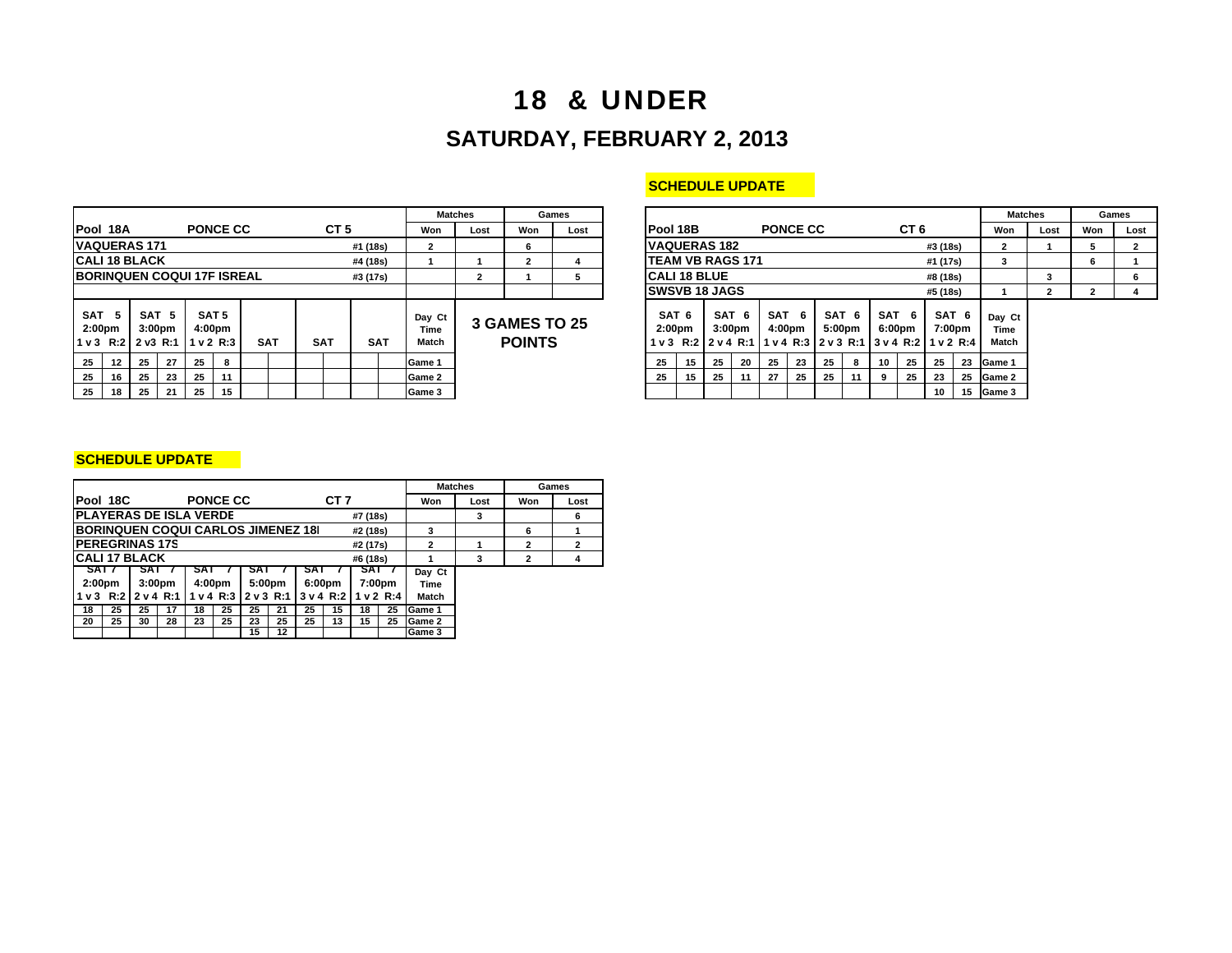# 18 & UNDER

## SATURDAY, FEBRUARY 2, 2013

| Pool 18A | PONCE CC | CT 5 | | Matches Won | Matches Lost | Games Won | Games Lost |
|---|---|---|---|---|---|---|---|
| VAQUERAS 171 | | | #1 (18s) | 2 | | 6 | |
| CALI 18 BLACK | | | #4 (18s) | 1 | 1 | 2 | 4 |
| BORINQUEN COQUI 17F ISREAL | | | #3 (17s) | | 2 | 1 | 5 |

| SAT 5 2:00pm 1 v 3 R:2 | | SAT 5 3:00pm 2 v3 R:1 | | SAT 5 4:00pm 1 v 2 R:3 | | SAT | | SAT | | SAT | | Day Ct Time Match |
|---|---|---|---|---|---|---|---|---|---|---|---|---|
| 25 | 12 | 25 | 27 | 25 | 8 | | | | | | | Game 1 |
| 25 | 16 | 25 | 23 | 25 | 11 | | | | | | | Game 2 |
| 25 | 18 | 25 | 21 | 25 | 15 | | | | | | | Game 3 |

**3 GAMES TO 25 POINTS**

**SCHEDULE UPDATE**

| Pool 18B | PONCE CC | CT 6 | | Matches Won | Matches Lost | Games Won | Games Lost |
|---|---|---|---|---|---|---|---|
| VAQUERAS 182 | | | #3 (18s) | 2 | 1 | 5 | 2 |
| TEAM VB RAGS 171 | | | #1 (17s) | 3 | | 6 | 1 |
| CALI 18 BLUE | | | #8 (18s) | | 3 | | 6 |
| SWSVB 18 JAGS | | | #5 (18s) | 1 | 2 | 2 | 4 |

| SAT 6 2:00pm 1 v 3 R:2 | | SAT 6 3:00pm 2 v 4 R:1 | | SAT 6 4:00pm 1 v 4 R:3 | | SAT 6 5:00pm 2 v 3 R:1 | | SAT 6 6:00pm 3 v 4 R:2 | | SAT 6 7:00pm 1 v 2 R:4 | | Day Ct Time Match |
|---|---|---|---|---|---|---|---|---|---|---|---|---|
| 25 | 15 | 25 | 20 | 25 | 23 | 25 | 8 | 10 | 25 | 25 | 23 | Game 1 |
| 25 | 15 | 25 | 11 | 27 | 25 | 25 | 11 | 9 | 25 | 23 | 25 | Game 2 |
| | | | | | | | | | | 10 | 15 | Game 3 |

**SCHEDULE UPDATE**

| Pool 18C | PONCE CC | CT 7 | | Matches Won | Matches Lost | Games Won | Games Lost |
|---|---|---|---|---|---|---|---|
| PLAYERAS DE ISLA VERDE | | | #7 (18s) | | 3 | | 6 |
| BORINQUEN COQUI CARLOS JIMENEZ 18I | | | #2 (18s) | 3 | | 6 | 1 |
| PEREGRINAS 17S | | | #2 (17s) | 2 | 1 | 2 | 2 |
| CALI 17 BLACK | | | #6 (18s) | 1 | 3 | 2 | 4 |

| SAT 7 2:00pm 1 v 3 R:2 | | SAT 7 3:00pm 2 v 4 R:1 | | SAT 7 4:00pm 1 v 4 R:3 | | SAT 7 5:00pm 2 v 3 R:1 | | SAT 7 6:00pm 3 v 4 R:2 | | SAT 7 7:00pm 1 v 2 R:4 | | Day Ct Time Match |
|---|---|---|---|---|---|---|---|---|---|---|---|---|
| 18 | 25 | 25 | 17 | 18 | 25 | 25 | 21 | 25 | 15 | 18 | 25 | Game 1 |
| 20 | 25 | 30 | 28 | 23 | 25 | 23 | 25 | 25 | 13 | 15 | 25 | Game 2 |
| | | | | | | 15 | 12 | | | | | Game 3 |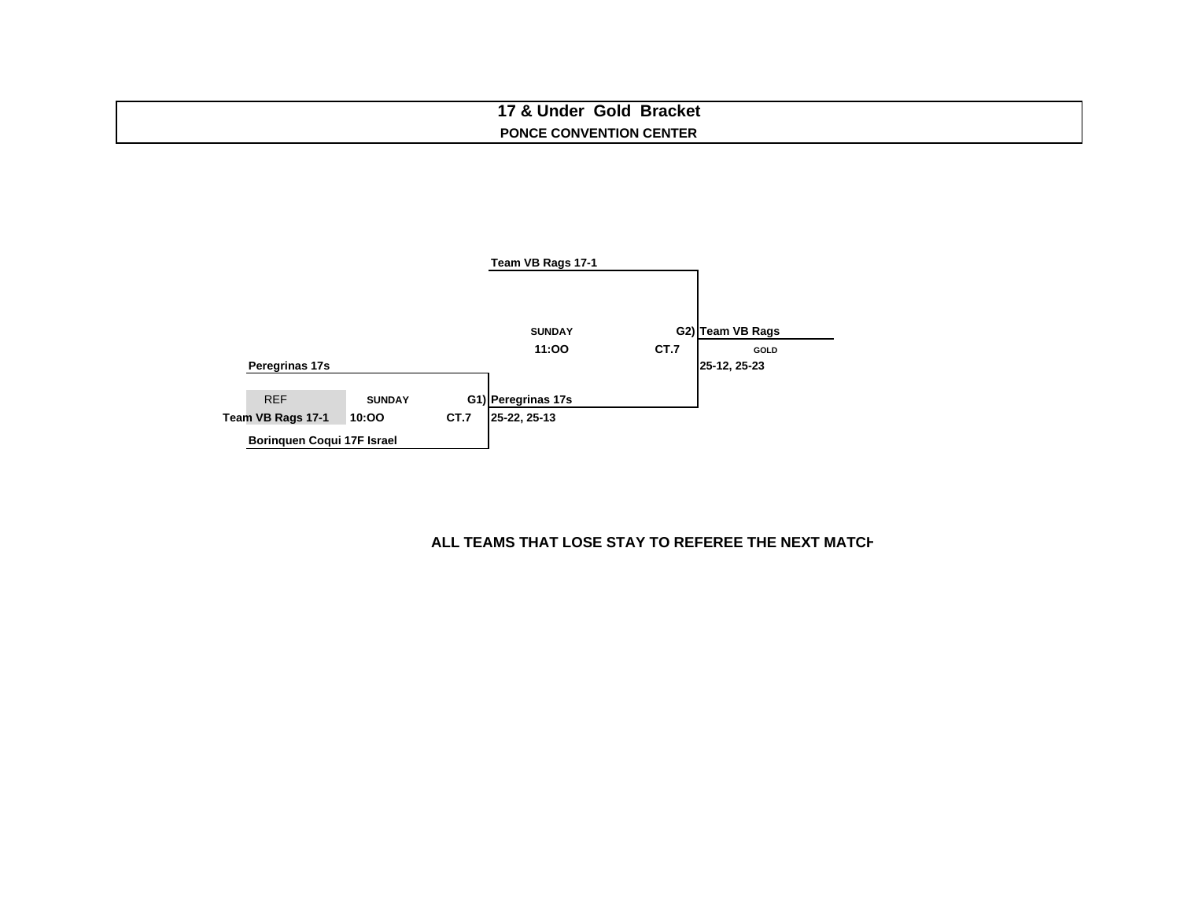# 17 & Under Gold Bracket

**PONCE CONVENTION CENTER**

**Team VB Rags 17-1**

**SUNDAY**

**11:OO** **CT.7**

**G2) Team VB Rags**

**GOLD**

**25-12, 25-23**

**Peregrinas 17s**

REF **SUNDAY** **G1) Peregrinas 17s**

**Team VB Rags 17-1** **10:OO** **CT.7** **25-22, 25-13**

**Borinquen Coqui 17F Israel**

**ALL TEAMS THAT LOSE STAY TO REFEREE THE NEXT MATCH**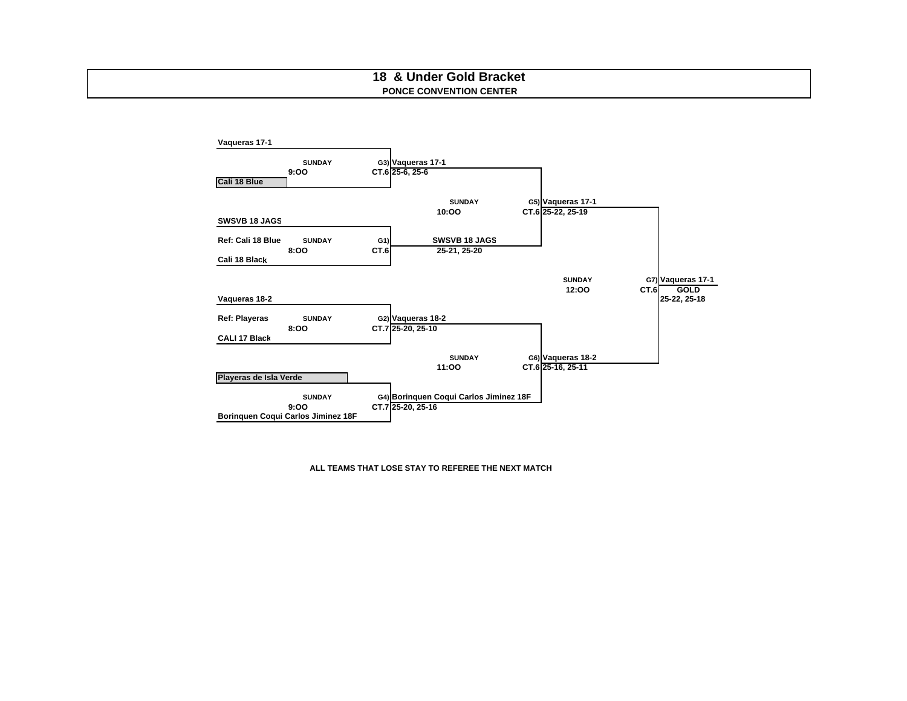# 18 & Under Gold Bracket

**PONCE CONVENTION CENTER**

Vaqueras 17-1

SUNDAY
9:OO

G3) Vaqueras 17-1
CT.6 25-6, 25-6

Cali 18 Blue

SUNDAY
10:OO

G5) Vaqueras 17-1
CT.6 25-22, 25-19

SWSVB 18 JAGS

Ref: Cali 18 Blue SUNDAY
8:OO

G1)
CT.6

SWSVB 18 JAGS
25-21, 25-20

Cali 18 Black

SUNDAY
12:OO

G7) Vaqueras 17-1
CT.6 GOLD
25-22, 25-18

Vaqueras 18-2

Ref: Playeras SUNDAY
8:OO

G2) Vaqueras 18-2
CT.7 25-20, 25-10

CALI 17 Black

SUNDAY
11:OO

G6) Vaqueras 18-2
CT.6 25-16, 25-11

Playeras de Isla Verde

SUNDAY
9:OO

G4) Borinquen Coqui Carlos Jiminez 18F
CT.7 25-20, 25-16

Borinquen Coqui Carlos Jiminez 18F

**ALL TEAMS THAT LOSE STAY TO REFEREE THE NEXT MATCH**